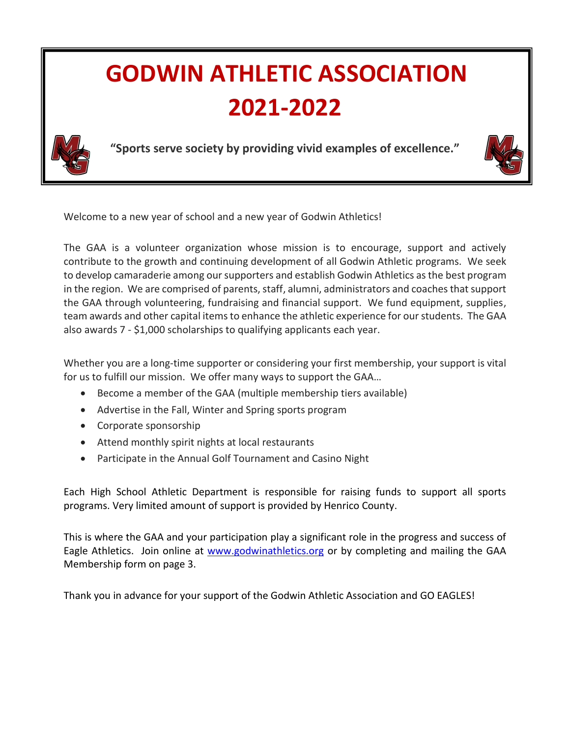# GODWIN ATHLETIC ASSOCIATION 2021-2022

**"Sports serve society by providing vivid examples of excellence."**

Welcome to a new year of school and a new year of Godwin Athletics!

The GAA is a volunteer organization whose mission is to encourage, support and actively contribute to the growth and continuing development of all Godwin Athletic programs. We seek to develop camaraderie among our supporters and establish Godwin Athletics as the best program in the region. We are comprised of parents, staff, alumni, administrators and coaches that support the GAA through volunteering, fundraising and financial support. We fund equipment, supplies, team awards and other capital items to enhance the athletic experience for our students. The GAA also awards 7 - $1,000 scholarships to qualifying applicants each year.

Whether you are a long-time supporter or considering your first membership, your support is vital for us to fulfill our mission. We offer many ways to support the GAA…

- Become a member of the GAA (multiple membership tiers available)
- Advertise in the Fall, Winter and Spring sports program
- Corporate sponsorship
- Attend monthly spirit nights at local restaurants
- Participate in the Annual Golf Tournament and Casino Night

Each High School Athletic Department is responsible for raising funds to support all sports programs. Very limited amount of support is provided by Henrico County.

This is where the GAA and your participation play a significant role in the progress and success of Eagle Athletics. Join online at [www.godwinathletics.org](http://www.godwinathletics.org) or by completing and mailing the GAA Membership form on page 3.

Thank you in advance for your support of the Godwin Athletic Association and GO EAGLES!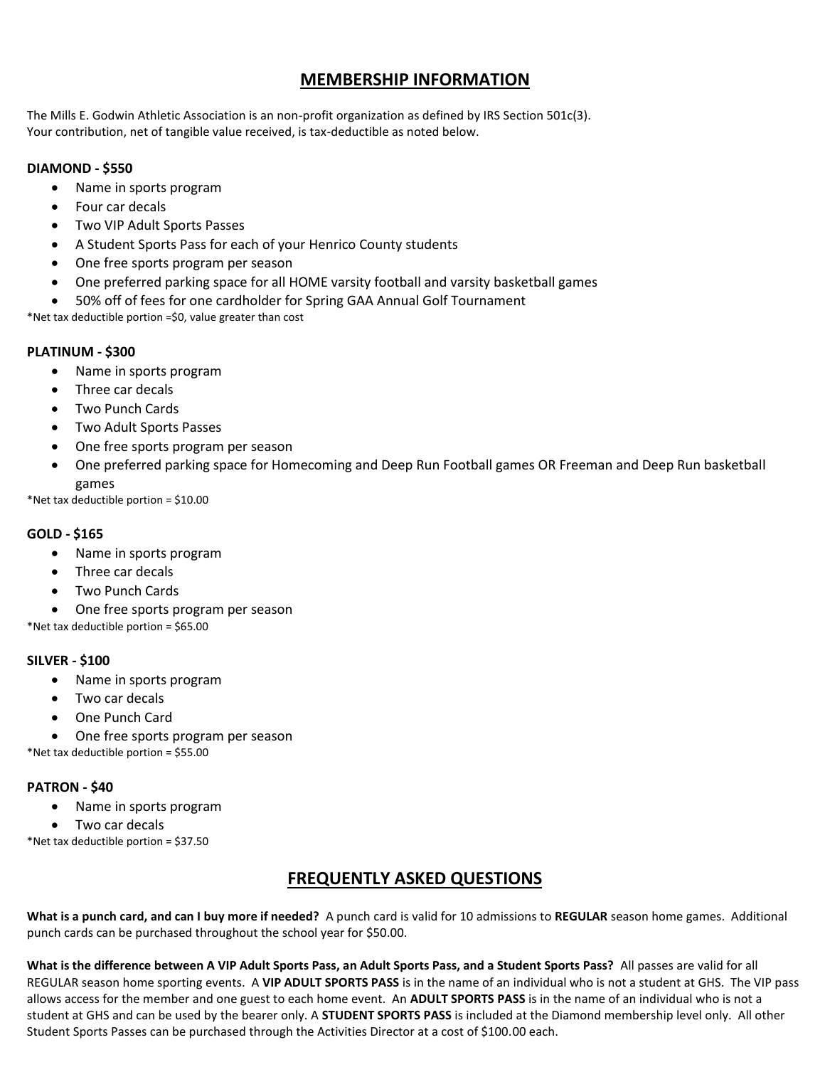## MEMBERSHIP INFORMATION

The Mills E. Godwin Athletic Association is an non-profit organization as defined by IRS Section 501c(3).
Your contribution, net of tangible value received, is tax-deductible as noted below.

**DIAMOND - $550**

- Name in sports program
- Four car decals
- Two VIP Adult Sports Passes
- A Student Sports Pass for each of your Henrico County students
- One free sports program per season
- One preferred parking space for all HOME varsity football and varsity basketball games
- 50% off of fees for one cardholder for Spring GAA Annual Golf Tournament

*Net tax deductible portion =$0, value greater than cost

**PLATINUM - $300**

- Name in sports program
- Three car decals
- Two Punch Cards
- Two Adult Sports Passes
- One free sports program per season
- One preferred parking space for Homecoming and Deep Run Football games OR Freeman and Deep Run basketball games

*Net tax deductible portion = $10.00

**GOLD - $165**

- Name in sports program
- Three car decals
- Two Punch Cards
- One free sports program per season

*Net tax deductible portion = $65.00

**SILVER - $100**

- Name in sports program
- Two car decals
- One Punch Card
- One free sports program per season

*Net tax deductible portion = $55.00

**PATRON - $40**

- Name in sports program
- Two car decals

*Net tax deductible portion = $37.50

## FREQUENTLY ASKED QUESTIONS

**What is a punch card, and can I buy more if needed?** A punch card is valid for 10 admissions to **REGULAR** season home games. Additional punch cards can be purchased throughout the school year for $50.00.

**What is the difference between A VIP Adult Sports Pass, an Adult Sports Pass, and a Student Sports Pass?** All passes are valid for all REGULAR season home sporting events. A **VIP ADULT SPORTS PASS** is in the name of an individual who is not a student at GHS. The VIP pass allows access for the member and one guest to each home event. An **ADULT SPORTS PASS** is in the name of an individual who is not a student at GHS and can be used by the bearer only. A **STUDENT SPORTS PASS** is included at the Diamond membership level only. All other Student Sports Passes can be purchased through the Activities Director at a cost of $100.00 each.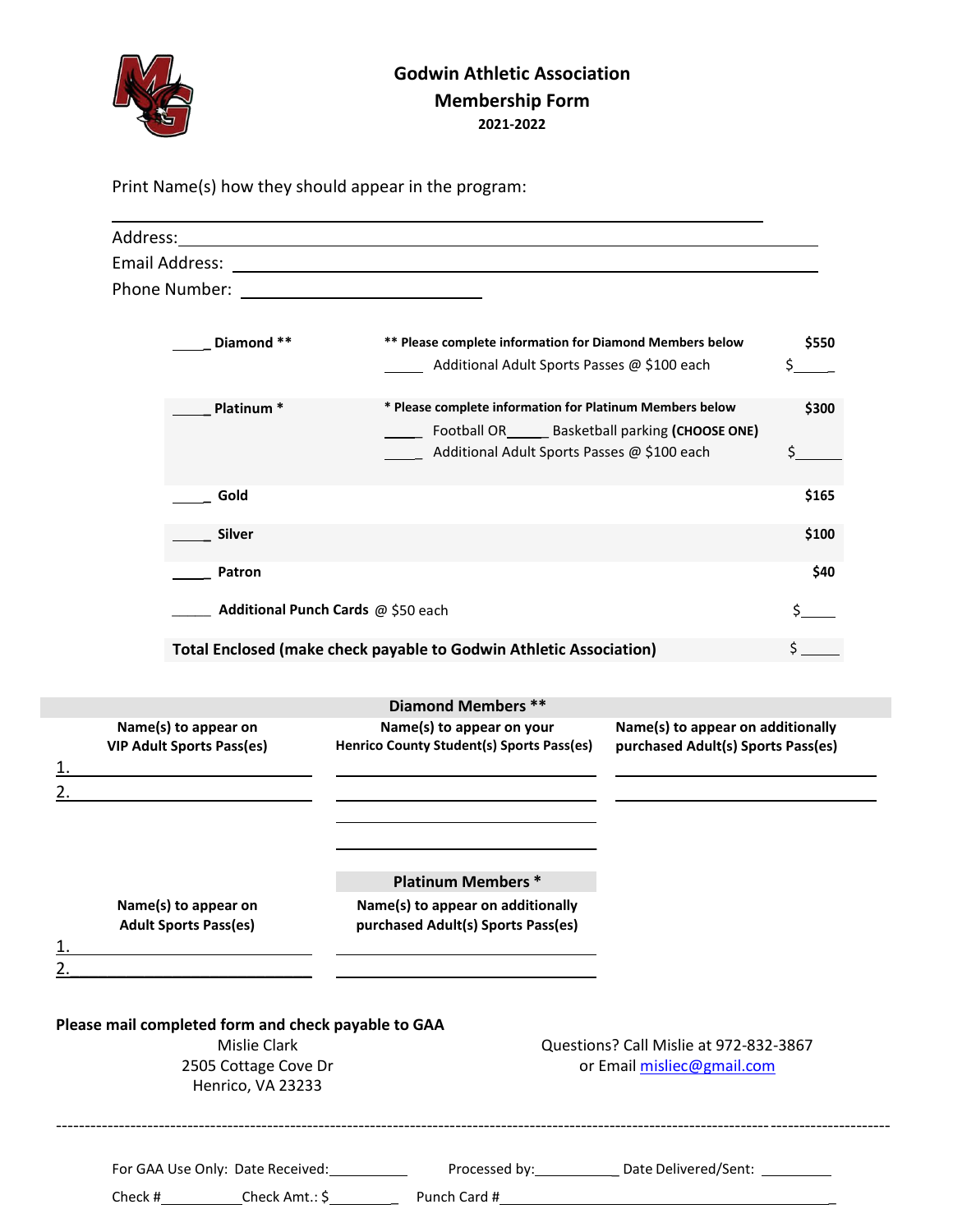# Godwin Athletic Association
## Membership Form
**2021-2022**

Print Name(s) how they should appear in the program:

______________________________________________________________

Address: ______________________________________________________

Email Address: _________________________________________________

Phone Number: ____________________________

| | | |
|---|---|---|
| _____ **Diamond \*\*** | **\*\* Please complete information for Diamond Members below** | **$550** |
| | _____ Additional Adult Sports Passes @ $100 each | $_____ |
| _____ **Platinum \*** | **\* Please complete information for Platinum Members below** | **$300** |
| | _____ Football OR _____ Basketball parking **(CHOOSE ONE)** | |
| | _____ Additional Adult Sports Passes @ $100 each | $_____ |
| _____ **Gold** | | **$165** |
| _____ **Silver** | | **$100** |
| _____ **Patron** | | **$40** |
| _____ **Additional Punch Cards** @ $50 each | | $_____ |
| **Total Enclosed (make check payable to Godwin Athletic Association)** | | $ _____ |

### Diamond Members **

| Name(s) to appear on VIP Adult Sports Pass(es) | Name(s) to appear on your Henrico County Student(s) Sports Pass(es) | Name(s) to appear on additionally purchased Adult(s) Sports Pass(es) |
|---|---|---|
| 1. ____________________ | ____________________ | ____________________ |
| 2. ____________________ | ____________________ | ____________________ |
| | ____________________ | |
| | ____________________ | |

### Platinum Members *

| Name(s) to appear on Adult Sports Pass(es) | Name(s) to appear on additionally purchased Adult(s) Sports Pass(es) |
|---|---|
| 1. ____________________ | ____________________ |
| 2. ____________________ | ____________________ |

**Please mail completed form and check payable to GAA**

Mislie Clark
2505 Cottage Cove Dr
Henrico, VA 23233

Questions? Call Mislie at 972-832-3867
or Email misliec@gmail.com

---

For GAA Use Only: Date Received: __________ Processed by: __________ Date Delivered/Sent: __________

Check # __________ Check Amt.: $ __________ Punch Card # ______________________________